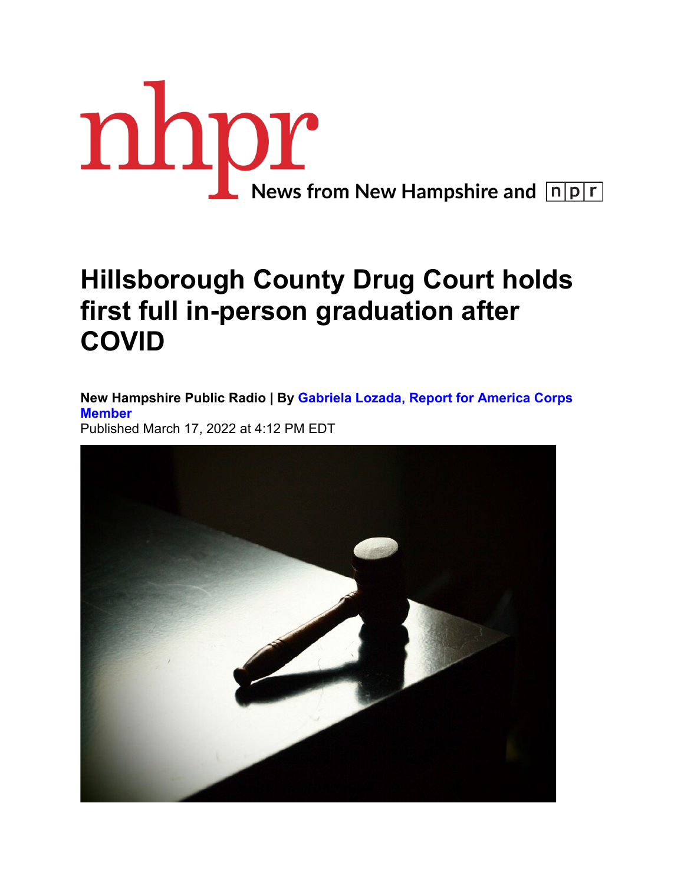nhpr News from New Hampshire and npr

# Hillsborough County Drug Court holds first full in-person graduation after COVID

**New Hampshire Public Radio | By Gabriela Lozada, Report for America Corps Member**

Published March 17, 2022 at 4:12 PM EDT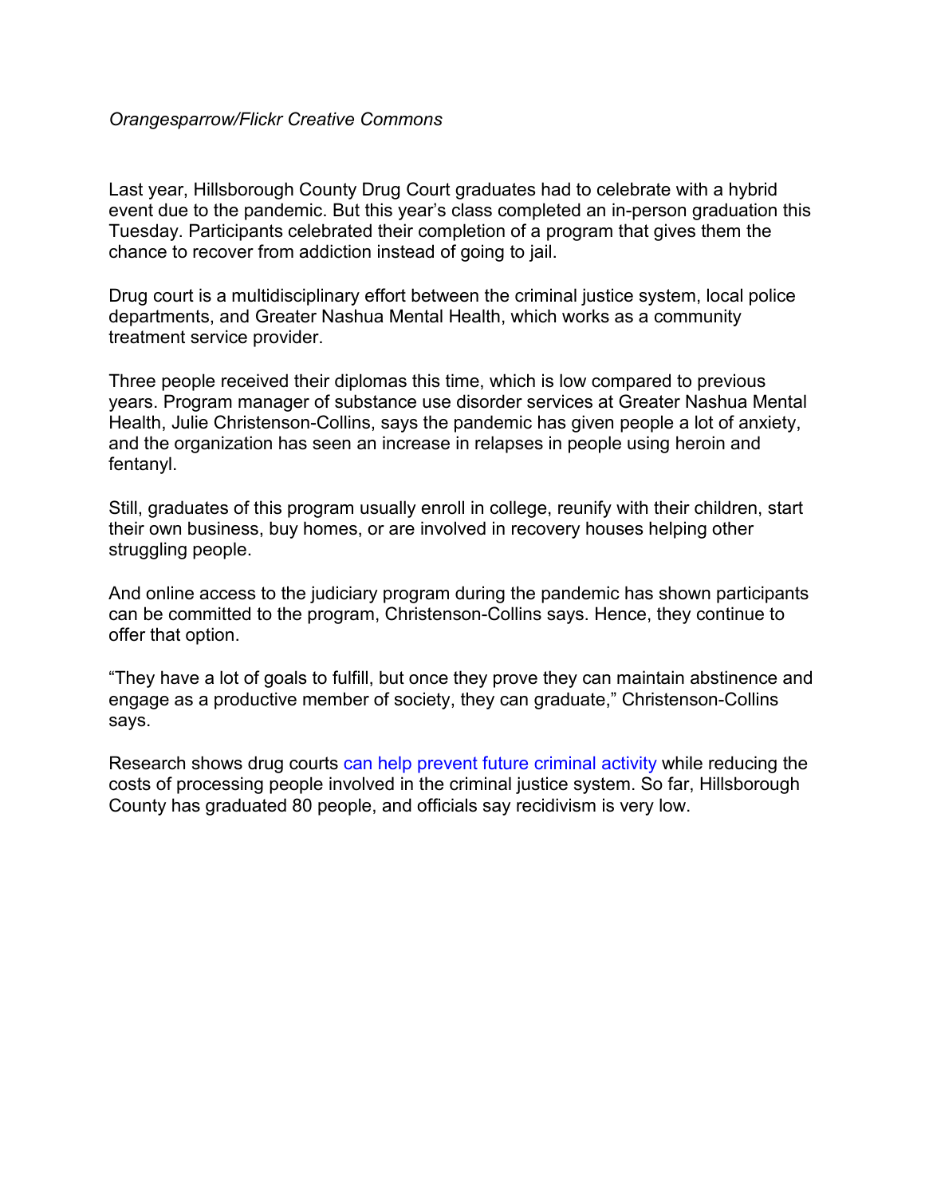*Orangesparrow/Flickr Creative Commons*

Last year, Hillsborough County Drug Court graduates had to celebrate with a hybrid event due to the pandemic. But this year's class completed an in-person graduation this Tuesday. Participants celebrated their completion of a program that gives them the chance to recover from addiction instead of going to jail.

Drug court is a multidisciplinary effort between the criminal justice system, local police departments, and Greater Nashua Mental Health, which works as a community treatment service provider.

Three people received their diplomas this time, which is low compared to previous years. Program manager of substance use disorder services at Greater Nashua Mental Health, Julie Christenson-Collins, says the pandemic has given people a lot of anxiety, and the organization has seen an increase in relapses in people using heroin and fentanyl.

Still, graduates of this program usually enroll in college, reunify with their children, start their own business, buy homes, or are involved in recovery houses helping other struggling people.

And online access to the judiciary program during the pandemic has shown participants can be committed to the program, Christenson-Collins says. Hence, they continue to offer that option.

"They have a lot of goals to fulfill, but once they prove they can maintain abstinence and engage as a productive member of society, they can graduate," Christenson-Collins says.

Research shows drug courts can help prevent future criminal activity while reducing the costs of processing people involved in the criminal justice system. So far, Hillsborough County has graduated 80 people, and officials say recidivism is very low.